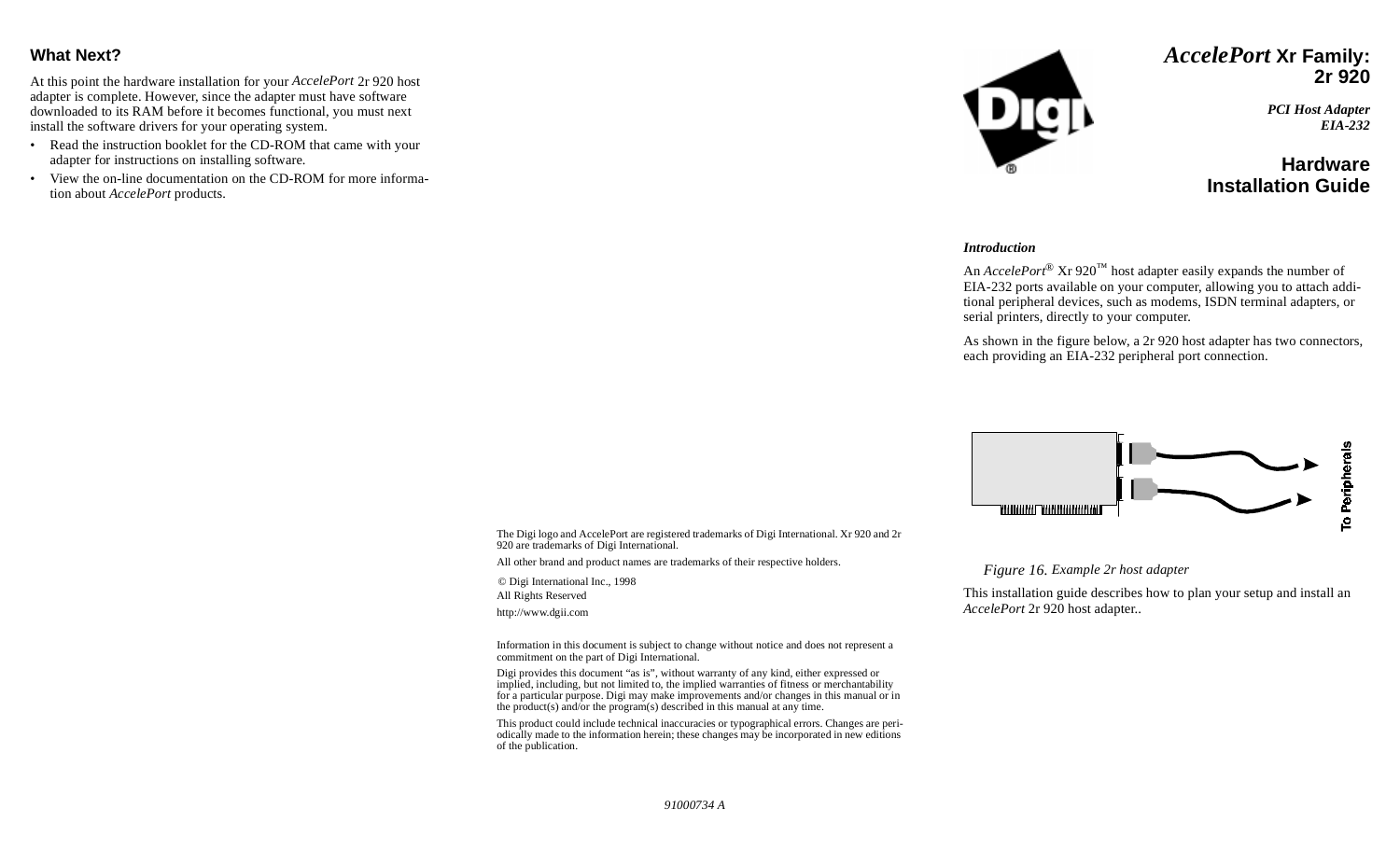# *AccelePort* Xr Family: 2r 920

***PCI Host Adapter***
***EIA-232***

## Hardware Installation Guide

***Introduction***

An *AccelePort*® Xr 920™ host adapter easily expands the number of EIA-232 ports available on your computer, allowing you to attach additional peripheral devices, such as modems, ISDN terminal adapters, or serial printers, directly to your computer.

As shown in the figure below, a 2r 920 host adapter has two connectors, each providing an EIA-232 peripheral port connection.

To Peripherals

*Figure 16. Example 2r host adapter*

This installation guide describes how to plan your setup and install an *AccelePort* 2r 920 host adapter..

## What Next?

At this point the hardware installation for your *AccelePort* 2r 920 host adapter is complete. However, since the adapter must have software downloaded to its RAM before it becomes functional, you must next install the software drivers for your operating system.

- Read the instruction booklet for the CD-ROM that came with your adapter for instructions on installing software.
- View the on-line documentation on the CD-ROM for more information about *AccelePort* products.

The Digi logo and AccelePort are registered trademarks of Digi International. Xr 920 and 2r 920 are trademarks of Digi International.

All other brand and product names are trademarks of their respective holders.

© Digi International Inc., 1998
All Rights Reserved

http://www.dgii.com

Information in this document is subject to change without notice and does not represent a commitment on the part of Digi International.

Digi provides this document "as is", without warranty of any kind, either expressed or implied, including, but not limited to, the implied warranties of fitness or merchantability for a particular purpose. Digi may make improvements and/or changes in this manual or in the product(s) and/or the program(s) described in this manual at any time.

This product could include technical inaccuracies or typographical errors. Changes are periodically made to the information herein; these changes may be incorporated in new editions of the publication.

*91000734 A*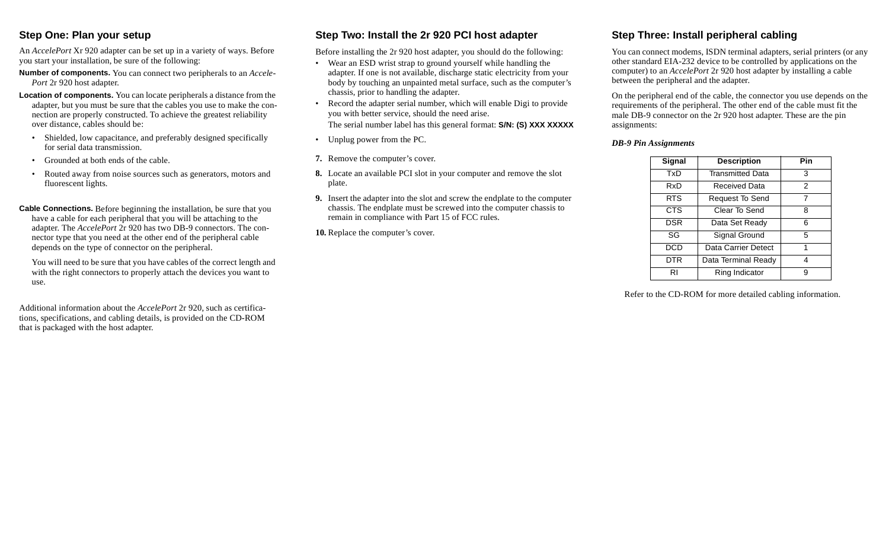## Step One: Plan your setup

An *AccelePort* Xr 920 adapter can be set up in a variety of ways. Before you start your installation, be sure of the following:

**Number of components.** You can connect two peripherals to an *AccelePort* 2r 920 host adapter.

**Location of components.** You can locate peripherals a distance from the adapter, but you must be sure that the cables you use to make the connection are properly constructed. To achieve the greatest reliability over distance, cables should be:

- Shielded, low capacitance, and preferably designed specifically for serial data transmission.
- Grounded at both ends of the cable.
- Routed away from noise sources such as generators, motors and fluorescent lights.

**Cable Connections.** Before beginning the installation, be sure that you have a cable for each peripheral that you will be attaching to the adapter. The *AccelePort* 2r 920 has two DB-9 connectors. The connector type that you need at the other end of the peripheral cable depends on the type of connector on the peripheral.

You will need to be sure that you have cables of the correct length and with the right connectors to properly attach the devices you want to use.

Additional information about the *AccelePort* 2r 920, such as certifications, specifications, and cabling details, is provided on the CD-ROM that is packaged with the host adapter.

## Step Two: Install the 2r 920 PCI host adapter

Before installing the 2r 920 host adapter, you should do the following:

- Wear an ESD wrist strap to ground yourself while handling the adapter. If one is not available, discharge static electricity from your body by touching an unpainted metal surface, such as the computer's chassis, prior to handling the adapter.
- Record the adapter serial number, which will enable Digi to provide you with better service, should the need arise.

  The serial number label has this general format: **S/N: (S) XXX XXXXX**
- Unplug power from the PC.

**7.** Remove the computer's cover.

**8.** Locate an available PCI slot in your computer and remove the slot plate.

**9.** Insert the adapter into the slot and screw the endplate to the computer chassis. The endplate must be screwed into the computer chassis to remain in compliance with Part 15 of FCC rules.

**10.** Replace the computer's cover.

## Step Three: Install peripheral cabling

You can connect modems, ISDN terminal adapters, serial printers (or any other standard EIA-232 device to be controlled by applications on the computer) to an *AccelePort* 2r 920 host adapter by installing a cable between the peripheral and the adapter.

On the peripheral end of the cable, the connector you use depends on the requirements of the peripheral. The other end of the cable must fit the male DB-9 connector on the 2r 920 host adapter. These are the pin assignments:

***DB-9 Pin Assignments***

| Signal | Description | Pin |
|---|---|---|
| TxD | Transmitted Data | 3 |
| RxD | Received Data | 2 |
| RTS | Request To Send | 7 |
| CTS | Clear To Send | 8 |
| DSR | Data Set Ready | 6 |
| SG | Signal Ground | 5 |
| DCD | Data Carrier Detect | 1 |
| DTR | Data Terminal Ready | 4 |
| RI | Ring Indicator | 9 |

Refer to the CD-ROM for more detailed cabling information.